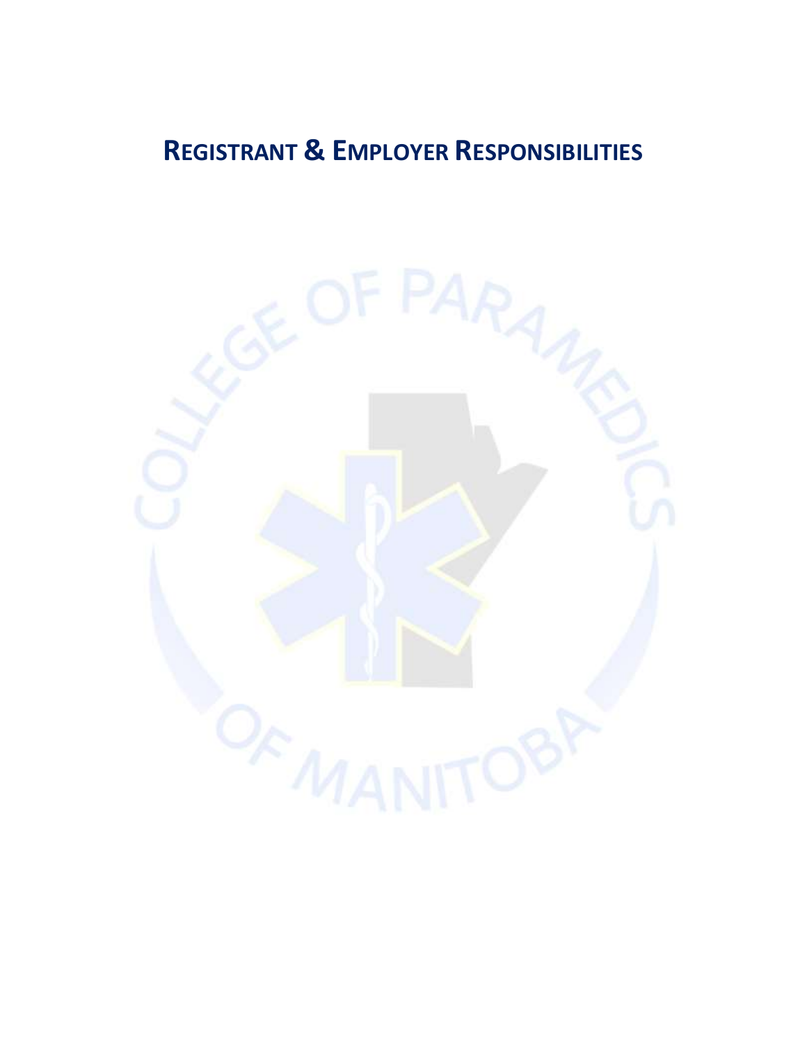# Registrant & Employer Responsibilities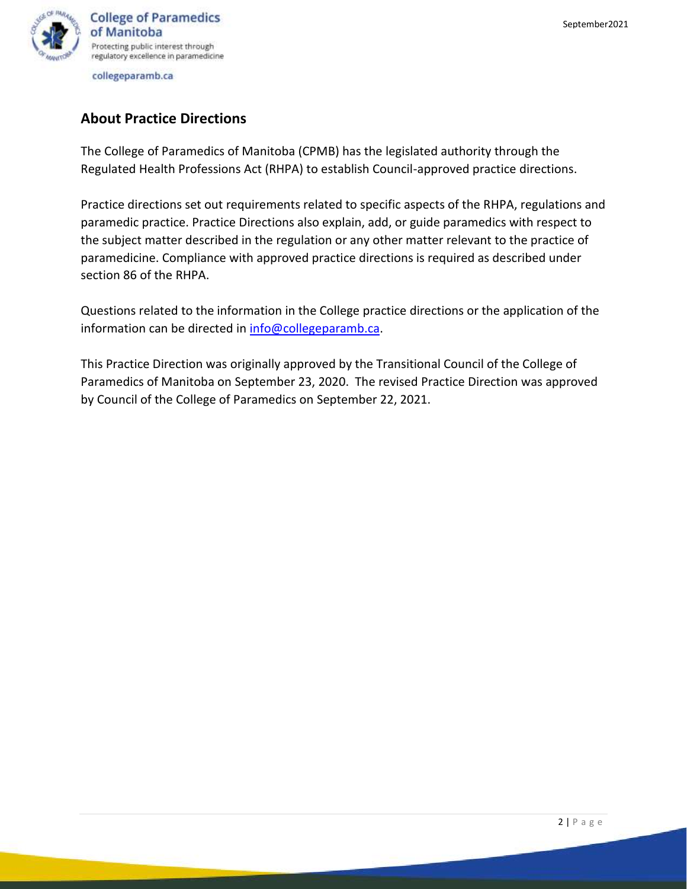## About Practice Directions

The College of Paramedics of Manitoba (CPMB) has the legislated authority through the Regulated Health Professions Act (RHPA) to establish Council-approved practice directions.

Practice directions set out requirements related to specific aspects of the RHPA, regulations and paramedic practice. Practice Directions also explain, add, or guide paramedics with respect to the subject matter described in the regulation or any other matter relevant to the practice of paramedicine. Compliance with approved practice directions is required as described under section 86 of the RHPA.

Questions related to the information in the College practice directions or the application of the information can be directed in info@collegeparamb.ca.

This Practice Direction was originally approved by the Transitional Council of the College of Paramedics of Manitoba on September 23, 2020. The revised Practice Direction was approved by Council of the College of Paramedics on September 22, 2021.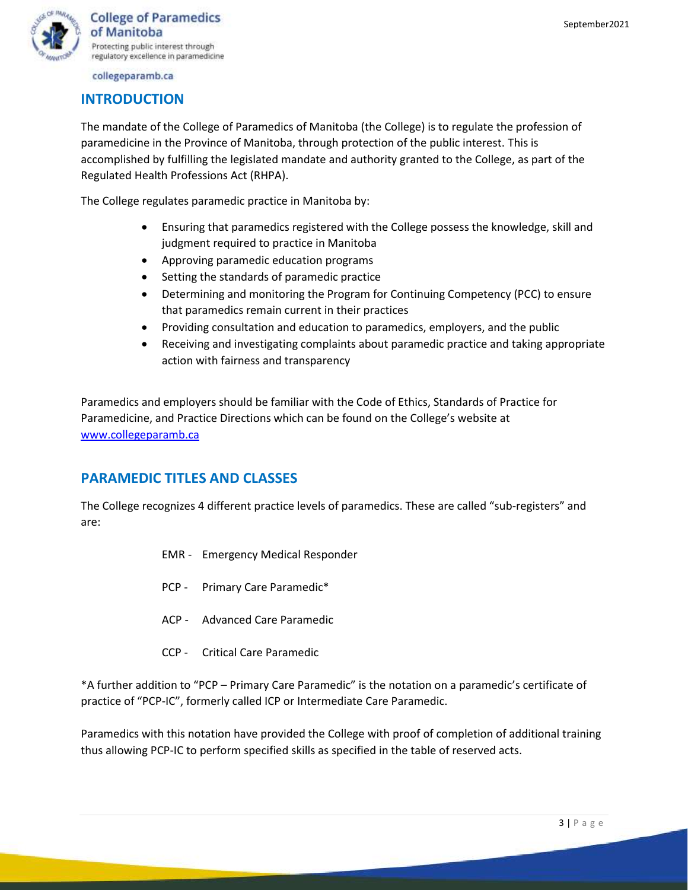## INTRODUCTION

The mandate of the College of Paramedics of Manitoba (the College) is to regulate the profession of paramedicine in the Province of Manitoba, through protection of the public interest. This is accomplished by fulfilling the legislated mandate and authority granted to the College, as part of the Regulated Health Professions Act (RHPA).

The College regulates paramedic practice in Manitoba by:

- Ensuring that paramedics registered with the College possess the knowledge, skill and judgment required to practice in Manitoba
- Approving paramedic education programs
- Setting the standards of paramedic practice
- Determining and monitoring the Program for Continuing Competency (PCC) to ensure that paramedics remain current in their practices
- Providing consultation and education to paramedics, employers, and the public
- Receiving and investigating complaints about paramedic practice and taking appropriate action with fairness and transparency

Paramedics and employers should be familiar with the Code of Ethics, Standards of Practice for Paramedicine, and Practice Directions which can be found on the College's website at [www.collegeparamb.ca](http://www.collegeparamb.ca)

## PARAMEDIC TITLES AND CLASSES

The College recognizes 4 different practice levels of paramedics. These are called "sub-registers" and are:

EMR - Emergency Medical Responder

PCP - Primary Care Paramedic*

ACP - Advanced Care Paramedic

CCP - Critical Care Paramedic

*A further addition to "PCP – Primary Care Paramedic" is the notation on a paramedic's certificate of practice of "PCP-IC", formerly called ICP or Intermediate Care Paramedic.

Paramedics with this notation have provided the College with proof of completion of additional training thus allowing PCP-IC to perform specified skills as specified in the table of reserved acts.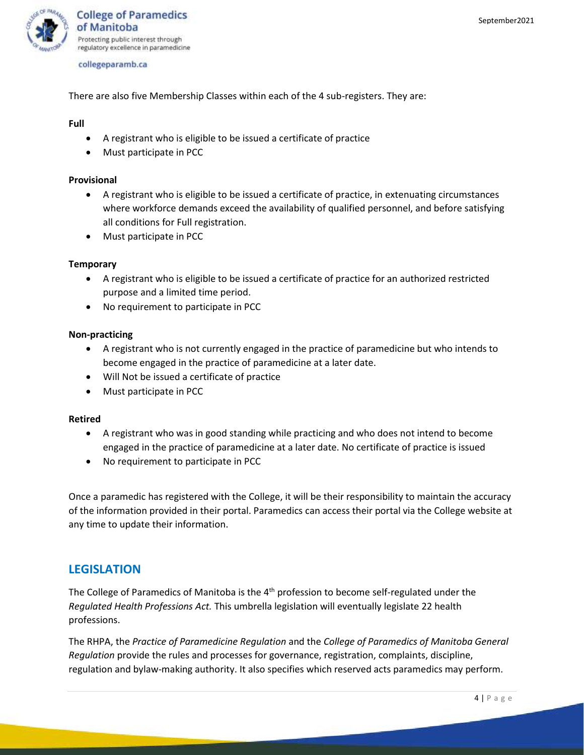There are also five Membership Classes within each of the 4 sub-registers. They are:

**Full**

- A registrant who is eligible to be issued a certificate of practice
- Must participate in PCC

**Provisional**

- A registrant who is eligible to be issued a certificate of practice, in extenuating circumstances where workforce demands exceed the availability of qualified personnel, and before satisfying all conditions for Full registration.
- Must participate in PCC

**Temporary**

- A registrant who is eligible to be issued a certificate of practice for an authorized restricted purpose and a limited time period.
- No requirement to participate in PCC

**Non-practicing**

- A registrant who is not currently engaged in the practice of paramedicine but who intends to become engaged in the practice of paramedicine at a later date.
- Will Not be issued a certificate of practice
- Must participate in PCC

**Retired**

- A registrant who was in good standing while practicing and who does not intend to become engaged in the practice of paramedicine at a later date. No certificate of practice is issued
- No requirement to participate in PCC

Once a paramedic has registered with the College, it will be their responsibility to maintain the accuracy of the information provided in their portal. Paramedics can access their portal via the College website at any time to update their information.

## LEGISLATION

The College of Paramedics of Manitoba is the 4th profession to become self-regulated under the *Regulated Health Professions Act.* This umbrella legislation will eventually legislate 22 health professions.

The RHPA, the *Practice of Paramedicine Regulation* and the *College of Paramedics of Manitoba General Regulation* provide the rules and processes for governance, registration, complaints, discipline, regulation and bylaw-making authority. It also specifies which reserved acts paramedics may perform.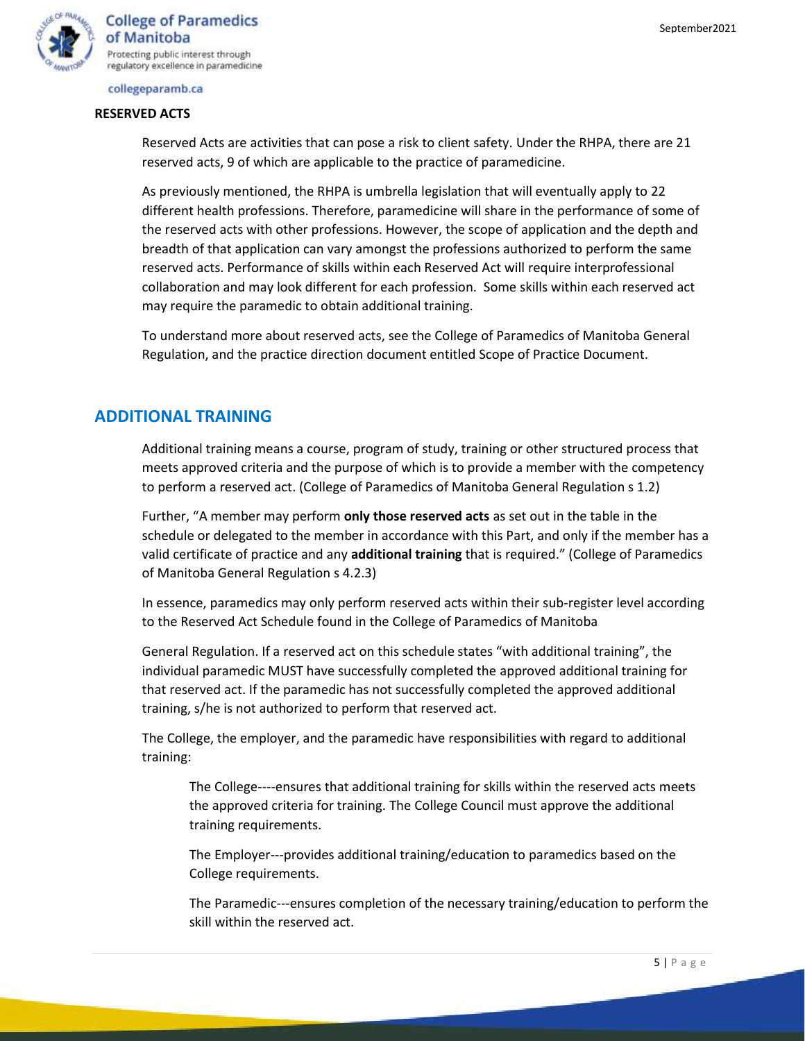## RESERVED ACTS

Reserved Acts are activities that can pose a risk to client safety. Under the RHPA, there are 21 reserved acts, 9 of which are applicable to the practice of paramedicine.

As previously mentioned, the RHPA is umbrella legislation that will eventually apply to 22 different health professions. Therefore, paramedicine will share in the performance of some of the reserved acts with other professions. However, the scope of application and the depth and breadth of that application can vary amongst the professions authorized to perform the same reserved acts. Performance of skills within each Reserved Act will require interprofessional collaboration and may look different for each profession. Some skills within each reserved act may require the paramedic to obtain additional training.

To understand more about reserved acts, see the College of Paramedics of Manitoba General Regulation, and the practice direction document entitled Scope of Practice Document.

## ADDITIONAL TRAINING

Additional training means a course, program of study, training or other structured process that meets approved criteria and the purpose of which is to provide a member with the competency to perform a reserved act. (College of Paramedics of Manitoba General Regulation s 1.2)

Further, "A member may perform **only those reserved acts** as set out in the table in the schedule or delegated to the member in accordance with this Part, and only if the member has a valid certificate of practice and any **additional training** that is required." (College of Paramedics of Manitoba General Regulation s 4.2.3)

In essence, paramedics may only perform reserved acts within their sub-register level according to the Reserved Act Schedule found in the College of Paramedics of Manitoba

General Regulation. If a reserved act on this schedule states "with additional training", the individual paramedic MUST have successfully completed the approved additional training for that reserved act. If the paramedic has not successfully completed the approved additional training, s/he is not authorized to perform that reserved act.

The College, the employer, and the paramedic have responsibilities with regard to additional training:

The College----ensures that additional training for skills within the reserved acts meets the approved criteria for training. The College Council must approve the additional training requirements.

The Employer---provides additional training/education to paramedics based on the College requirements.

The Paramedic---ensures completion of the necessary training/education to perform the skill within the reserved act.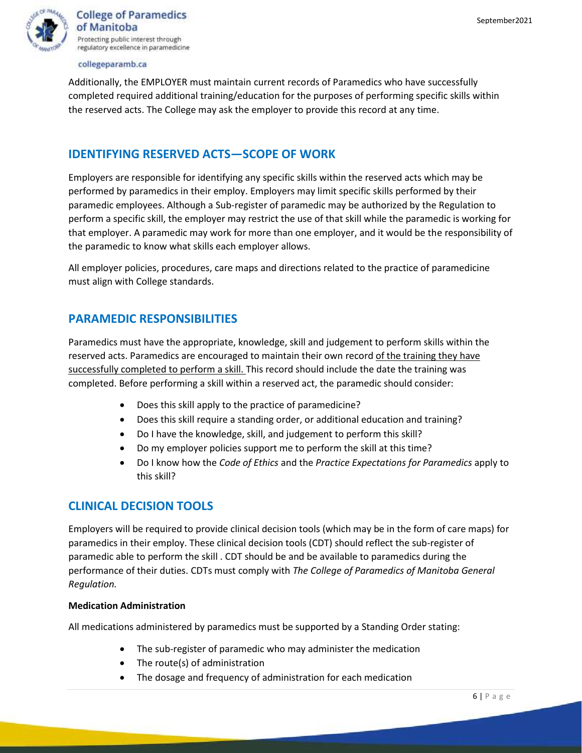Additionally, the EMPLOYER must maintain current records of Paramedics who have successfully completed required additional training/education for the purposes of performing specific skills within the reserved acts. The College may ask the employer to provide this record at any time.

## IDENTIFYING RESERVED ACTS—SCOPE OF WORK

Employers are responsible for identifying any specific skills within the reserved acts which may be performed by paramedics in their employ. Employers may limit specific skills performed by their paramedic employees. Although a Sub-register of paramedic may be authorized by the Regulation to perform a specific skill, the employer may restrict the use of that skill while the paramedic is working for that employer. A paramedic may work for more than one employer, and it would be the responsibility of the paramedic to know what skills each employer allows.

All employer policies, procedures, care maps and directions related to the practice of paramedicine must align with College standards.

## PARAMEDIC RESPONSIBILITIES

Paramedics must have the appropriate, knowledge, skill and judgement to perform skills within the reserved acts. Paramedics are encouraged to maintain their own record of the training they have successfully completed to perform a skill. This record should include the date the training was completed. Before performing a skill within a reserved act, the paramedic should consider:

- Does this skill apply to the practice of paramedicine?
- Does this skill require a standing order, or additional education and training?
- Do I have the knowledge, skill, and judgement to perform this skill?
- Do my employer policies support me to perform the skill at this time?
- Do I know how the *Code of Ethics* and the *Practice Expectations for Paramedics* apply to this skill?

## CLINICAL DECISION TOOLS

Employers will be required to provide clinical decision tools (which may be in the form of care maps) for paramedics in their employ. These clinical decision tools (CDT) should reflect the sub-register of paramedic able to perform the skill . CDT should be and be available to paramedics during the performance of their duties. CDTs must comply with *The College of Paramedics of Manitoba General Regulation.*

**Medication Administration**

All medications administered by paramedics must be supported by a Standing Order stating:

- The sub-register of paramedic who may administer the medication
- The route(s) of administration
- The dosage and frequency of administration for each medication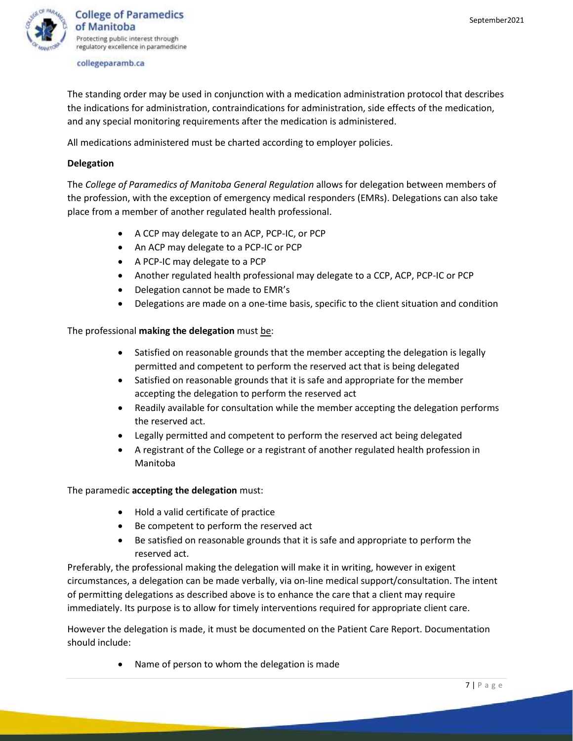The standing order may be used in conjunction with a medication administration protocol that describes the indications for administration, contraindications for administration, side effects of the medication, and any special monitoring requirements after the medication is administered.

All medications administered must be charted according to employer policies.

**Delegation**

The *College of Paramedics of Manitoba General Regulation* allows for delegation between members of the profession, with the exception of emergency medical responders (EMRs). Delegations can also take place from a member of another regulated health professional.

- A CCP may delegate to an ACP, PCP-IC, or PCP
- An ACP may delegate to a PCP-IC or PCP
- A PCP-IC may delegate to a PCP
- Another regulated health professional may delegate to a CCP, ACP, PCP-IC or PCP
- Delegation cannot be made to EMR's
- Delegations are made on a one-time basis, specific to the client situation and condition

The professional **making the delegation** must <u>be</u>:

- Satisfied on reasonable grounds that the member accepting the delegation is legally permitted and competent to perform the reserved act that is being delegated
- Satisfied on reasonable grounds that it is safe and appropriate for the member accepting the delegation to perform the reserved act
- Readily available for consultation while the member accepting the delegation performs the reserved act.
- Legally permitted and competent to perform the reserved act being delegated
- A registrant of the College or a registrant of another regulated health profession in Manitoba

The paramedic **accepting the delegation** must:

- Hold a valid certificate of practice
- Be competent to perform the reserved act
- Be satisfied on reasonable grounds that it is safe and appropriate to perform the reserved act.

Preferably, the professional making the delegation will make it in writing, however in exigent circumstances, a delegation can be made verbally, via on-line medical support/consultation. The intent of permitting delegations as described above is to enhance the care that a client may require immediately. Its purpose is to allow for timely interventions required for appropriate client care.

However the delegation is made, it must be documented on the Patient Care Report. Documentation should include:

- Name of person to whom the delegation is made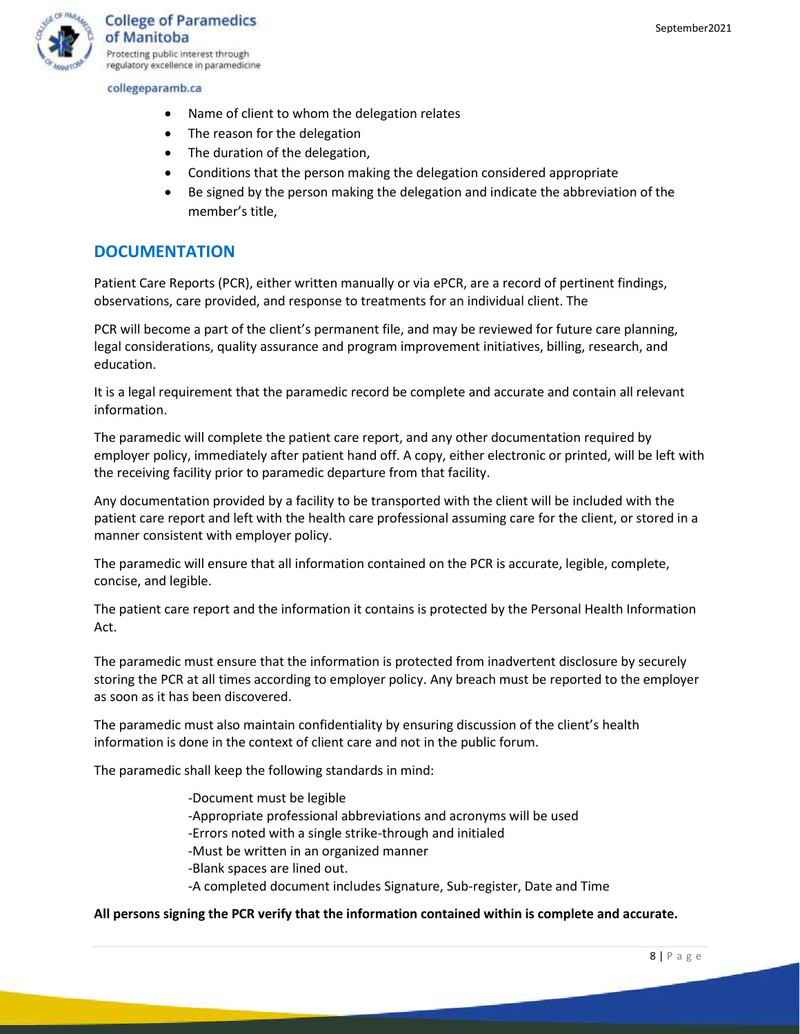- Name of client to whom the delegation relates
- The reason for the delegation
- The duration of the delegation,
- Conditions that the person making the delegation considered appropriate
- Be signed by the person making the delegation and indicate the abbreviation of the member's title,

## DOCUMENTATION

Patient Care Reports (PCR), either written manually or via ePCR, are a record of pertinent findings, observations, care provided, and response to treatments for an individual client. The

PCR will become a part of the client's permanent file, and may be reviewed for future care planning, legal considerations, quality assurance and program improvement initiatives, billing, research, and education.

It is a legal requirement that the paramedic record be complete and accurate and contain all relevant information.

The paramedic will complete the patient care report, and any other documentation required by employer policy, immediately after patient hand off. A copy, either electronic or printed, will be left with the receiving facility prior to paramedic departure from that facility.

Any documentation provided by a facility to be transported with the client will be included with the patient care report and left with the health care professional assuming care for the client, or stored in a manner consistent with employer policy.

The paramedic will ensure that all information contained on the PCR is accurate, legible, complete, concise, and legible.

The patient care report and the information it contains is protected by the Personal Health Information Act.

The paramedic must ensure that the information is protected from inadvertent disclosure by securely storing the PCR at all times according to employer policy. Any breach must be reported to the employer as soon as it has been discovered.

The paramedic must also maintain confidentiality by ensuring discussion of the client's health information is done in the context of client care and not in the public forum.

The paramedic shall keep the following standards in mind:

-Document must be legible
-Appropriate professional abbreviations and acronyms will be used
-Errors noted with a single strike-through and initialed
-Must be written in an organized manner
-Blank spaces are lined out.
-A completed document includes Signature, Sub-register, Date and Time

**All persons signing the PCR verify that the information contained within is complete and accurate.**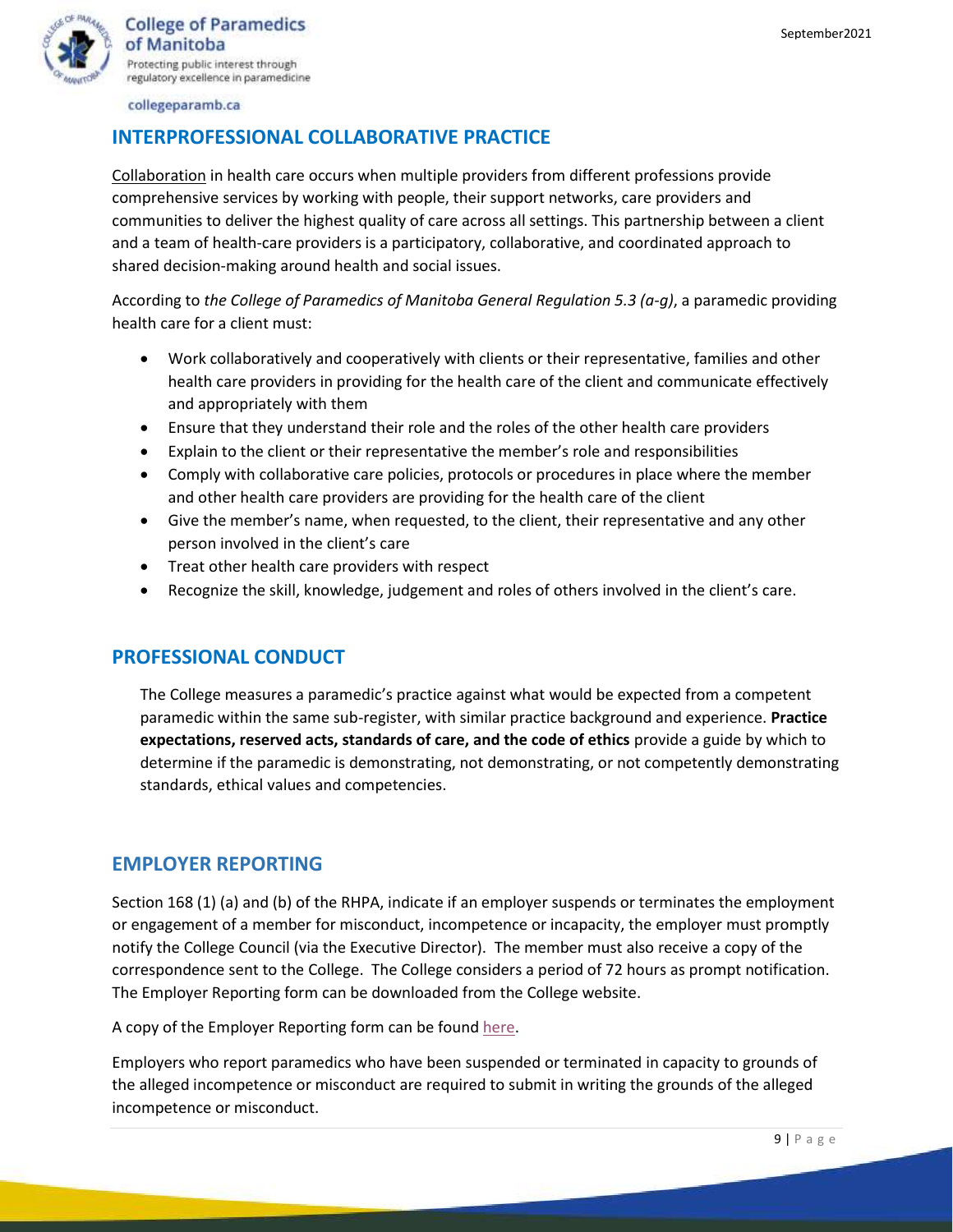## INTERPROFESSIONAL COLLABORATIVE PRACTICE

Collaboration in health care occurs when multiple providers from different professions provide comprehensive services by working with people, their support networks, care providers and communities to deliver the highest quality of care across all settings. This partnership between a client and a team of health-care providers is a participatory, collaborative, and coordinated approach to shared decision-making around health and social issues.

According to *the College of Paramedics of Manitoba General Regulation 5.3 (a-g)*, a paramedic providing health care for a client must:

- Work collaboratively and cooperatively with clients or their representative, families and other health care providers in providing for the health care of the client and communicate effectively and appropriately with them
- Ensure that they understand their role and the roles of the other health care providers
- Explain to the client or their representative the member's role and responsibilities
- Comply with collaborative care policies, protocols or procedures in place where the member and other health care providers are providing for the health care of the client
- Give the member's name, when requested, to the client, their representative and any other person involved in the client's care
- Treat other health care providers with respect
- Recognize the skill, knowledge, judgement and roles of others involved in the client's care.

## PROFESSIONAL CONDUCT

The College measures a paramedic's practice against what would be expected from a competent paramedic within the same sub-register, with similar practice background and experience. **Practice expectations, reserved acts, standards of care, and the code of ethics** provide a guide by which to determine if the paramedic is demonstrating, not demonstrating, or not competently demonstrating standards, ethical values and competencies.

## EMPLOYER REPORTING

Section 168 (1) (a) and (b) of the RHPA, indicate if an employer suspends or terminates the employment or engagement of a member for misconduct, incompetence or incapacity, the employer must promptly notify the College Council (via the Executive Director). The member must also receive a copy of the correspondence sent to the College. The College considers a period of 72 hours as prompt notification. The Employer Reporting form can be downloaded from the College website.

A copy of the Employer Reporting form can be found here.

Employers who report paramedics who have been suspended or terminated in capacity to grounds of the alleged incompetence or misconduct are required to submit in writing the grounds of the alleged incompetence or misconduct.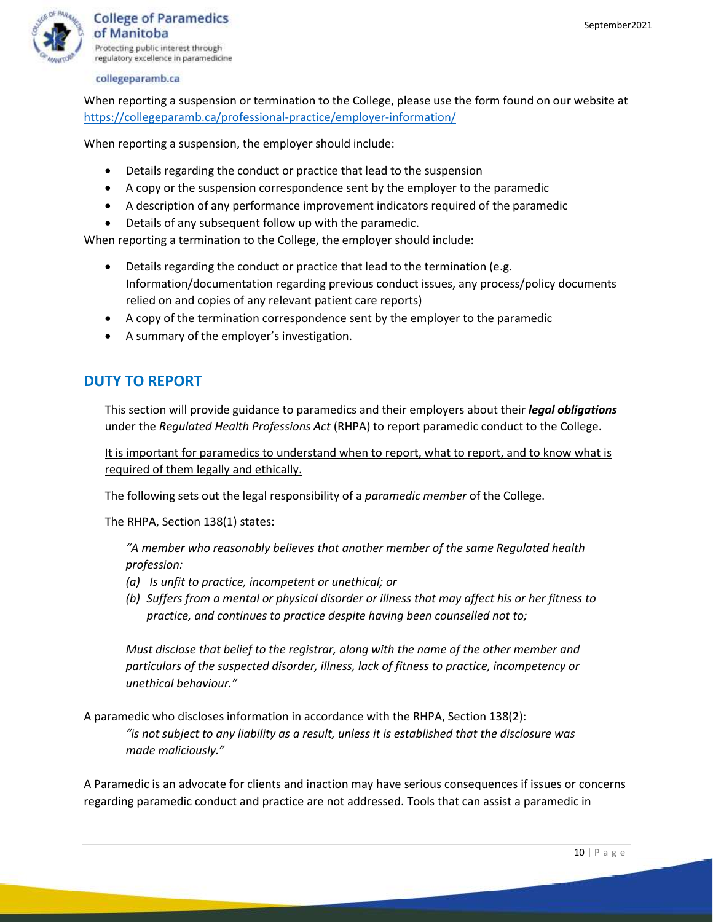When reporting a suspension or termination to the College, please use the form found on our website at https://collegeparamb.ca/professional-practice/employer-information/

When reporting a suspension, the employer should include:

- Details regarding the conduct or practice that lead to the suspension
- A copy or the suspension correspondence sent by the employer to the paramedic
- A description of any performance improvement indicators required of the paramedic
- Details of any subsequent follow up with the paramedic.

When reporting a termination to the College, the employer should include:

- Details regarding the conduct or practice that lead to the termination (e.g. Information/documentation regarding previous conduct issues, any process/policy documents relied on and copies of any relevant patient care reports)
- A copy of the termination correspondence sent by the employer to the paramedic
- A summary of the employer's investigation.

## DUTY TO REPORT

This section will provide guidance to paramedics and their employers about their ***legal obligations*** under the *Regulated Health Professions Act* (RHPA) to report paramedic conduct to the College.

<u>It is important for paramedics to understand when to report, what to report, and to know what is required of them legally and ethically.</u>

The following sets out the legal responsibility of a *paramedic member* of the College.

The RHPA, Section 138(1) states:

> *"A member who reasonably believes that another member of the same Regulated health profession:*
>
> *(a) Is unfit to practice, incompetent or unethical; or*
>
> *(b) Suffers from a mental or physical disorder or illness that may affect his or her fitness to practice, and continues to practice despite having been counselled not to;*
>
> *Must disclose that belief to the registrar, along with the name of the other member and particulars of the suspected disorder, illness, lack of fitness to practice, incompetency or unethical behaviour."*

A paramedic who discloses information in accordance with the RHPA, Section 138(2):

> *"is not subject to any liability as a result, unless it is established that the disclosure was made maliciously."*

A Paramedic is an advocate for clients and inaction may have serious consequences if issues or concerns regarding paramedic conduct and practice are not addressed. Tools that can assist a paramedic in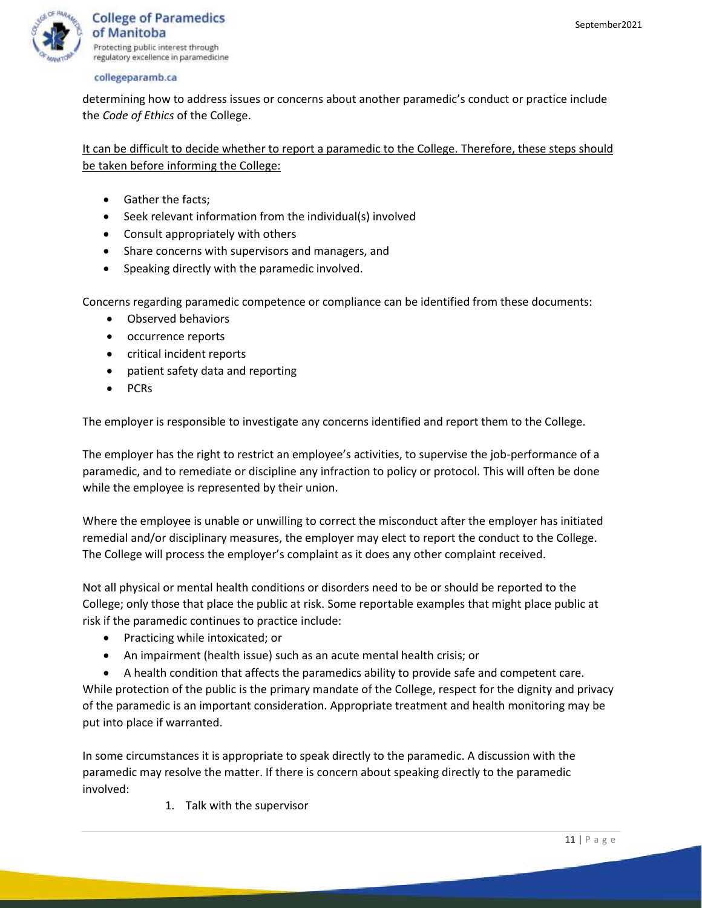determining how to address issues or concerns about another paramedic's conduct or practice include the *Code of Ethics* of the College.

<u>It can be difficult to decide whether to report a paramedic to the College. Therefore, these steps should be taken before informing the College:</u>

- Gather the facts;
- Seek relevant information from the individual(s) involved
- Consult appropriately with others
- Share concerns with supervisors and managers, and
- Speaking directly with the paramedic involved.

Concerns regarding paramedic competence or compliance can be identified from these documents:

- Observed behaviors
- occurrence reports
- critical incident reports
- patient safety data and reporting
- PCRs

The employer is responsible to investigate any concerns identified and report them to the College.

The employer has the right to restrict an employee's activities, to supervise the job-performance of a paramedic, and to remediate or discipline any infraction to policy or protocol. This will often be done while the employee is represented by their union.

Where the employee is unable or unwilling to correct the misconduct after the employer has initiated remedial and/or disciplinary measures, the employer may elect to report the conduct to the College. The College will process the employer's complaint as it does any other complaint received.

Not all physical or mental health conditions or disorders need to be or should be reported to the College; only those that place the public at risk. Some reportable examples that might place public at risk if the paramedic continues to practice include:

- Practicing while intoxicated; or
- An impairment (health issue) such as an acute mental health crisis; or
- A health condition that affects the paramedics ability to provide safe and competent care.

While protection of the public is the primary mandate of the College, respect for the dignity and privacy of the paramedic is an important consideration. Appropriate treatment and health monitoring may be put into place if warranted.

In some circumstances it is appropriate to speak directly to the paramedic. A discussion with the paramedic may resolve the matter. If there is concern about speaking directly to the paramedic involved:

1. Talk with the supervisor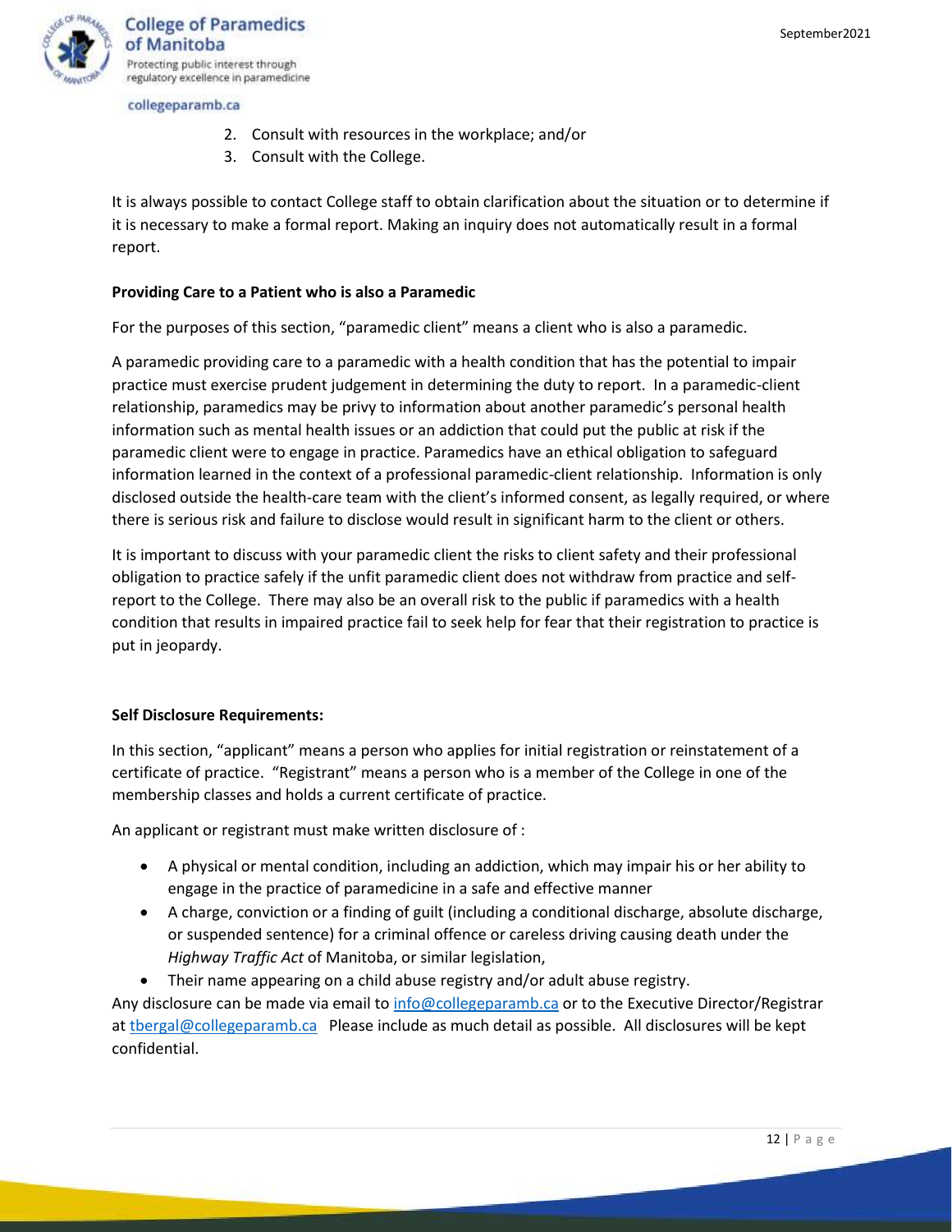2. Consult with resources in the workplace; and/or
3. Consult with the College.

It is always possible to contact College staff to obtain clarification about the situation or to determine if it is necessary to make a formal report. Making an inquiry does not automatically result in a formal report.

**Providing Care to a Patient who is also a Paramedic**

For the purposes of this section, "paramedic client" means a client who is also a paramedic.

A paramedic providing care to a paramedic with a health condition that has the potential to impair practice must exercise prudent judgement in determining the duty to report. In a paramedic-client relationship, paramedics may be privy to information about another paramedic's personal health information such as mental health issues or an addiction that could put the public at risk if the paramedic client were to engage in practice. Paramedics have an ethical obligation to safeguard information learned in the context of a professional paramedic-client relationship. Information is only disclosed outside the health-care team with the client's informed consent, as legally required, or where there is serious risk and failure to disclose would result in significant harm to the client or others.

It is important to discuss with your paramedic client the risks to client safety and their professional obligation to practice safely if the unfit paramedic client does not withdraw from practice and self-report to the College. There may also be an overall risk to the public if paramedics with a health condition that results in impaired practice fail to seek help for fear that their registration to practice is put in jeopardy.

**Self Disclosure Requirements:**

In this section, "applicant" means a person who applies for initial registration or reinstatement of a certificate of practice. "Registrant" means a person who is a member of the College in one of the membership classes and holds a current certificate of practice.

An applicant or registrant must make written disclosure of :

- A physical or mental condition, including an addiction, which may impair his or her ability to engage in the practice of paramedicine in a safe and effective manner
- A charge, conviction or a finding of guilt (including a conditional discharge, absolute discharge, or suspended sentence) for a criminal offence or careless driving causing death under the *Highway Traffic Act* of Manitoba, or similar legislation,
- Their name appearing on a child abuse registry and/or adult abuse registry.

Any disclosure can be made via email to info@collegeparamb.ca or to the Executive Director/Registrar at tbergal@collegeparamb.ca Please include as much detail as possible. All disclosures will be kept confidential.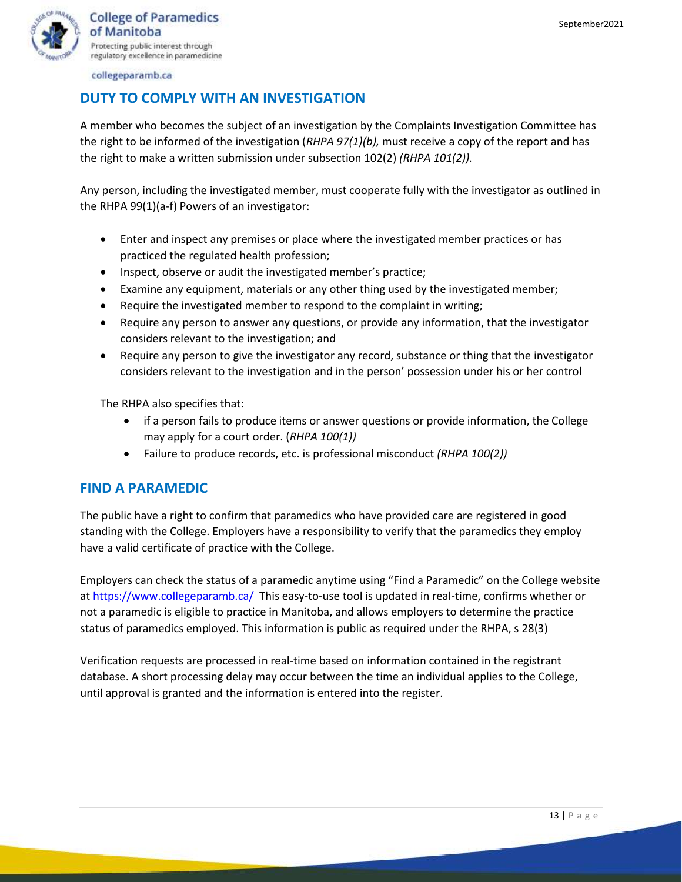## DUTY TO COMPLY WITH AN INVESTIGATION

A member who becomes the subject of an investigation by the Complaints Investigation Committee has the right to be informed of the investigation (*RHPA 97(1)(b),* must receive a copy of the report and has the right to make a written submission under subsection 102(2) *(RHPA 101(2)).*

Any person, including the investigated member, must cooperate fully with the investigator as outlined in the RHPA 99(1)(a-f) Powers of an investigator:

- Enter and inspect any premises or place where the investigated member practices or has practiced the regulated health profession;
- Inspect, observe or audit the investigated member's practice;
- Examine any equipment, materials or any other thing used by the investigated member;
- Require the investigated member to respond to the complaint in writing;
- Require any person to answer any questions, or provide any information, that the investigator considers relevant to the investigation; and
- Require any person to give the investigator any record, substance or thing that the investigator considers relevant to the investigation and in the person' possession under his or her control

The RHPA also specifies that:

- if a person fails to produce items or answer questions or provide information, the College may apply for a court order. (*RHPA 100(1))*
- Failure to produce records, etc. is professional misconduct *(RHPA 100(2))*

## FIND A PARAMEDIC

The public have a right to confirm that paramedics who have provided care are registered in good standing with the College. Employers have a responsibility to verify that the paramedics they employ have a valid certificate of practice with the College.

Employers can check the status of a paramedic anytime using "Find a Paramedic" on the College website at https://www.collegeparamb.ca/ This easy-to-use tool is updated in real-time, confirms whether or not a paramedic is eligible to practice in Manitoba, and allows employers to determine the practice status of paramedics employed. This information is public as required under the RHPA, s 28(3)

Verification requests are processed in real-time based on information contained in the registrant database. A short processing delay may occur between the time an individual applies to the College, until approval is granted and the information is entered into the register.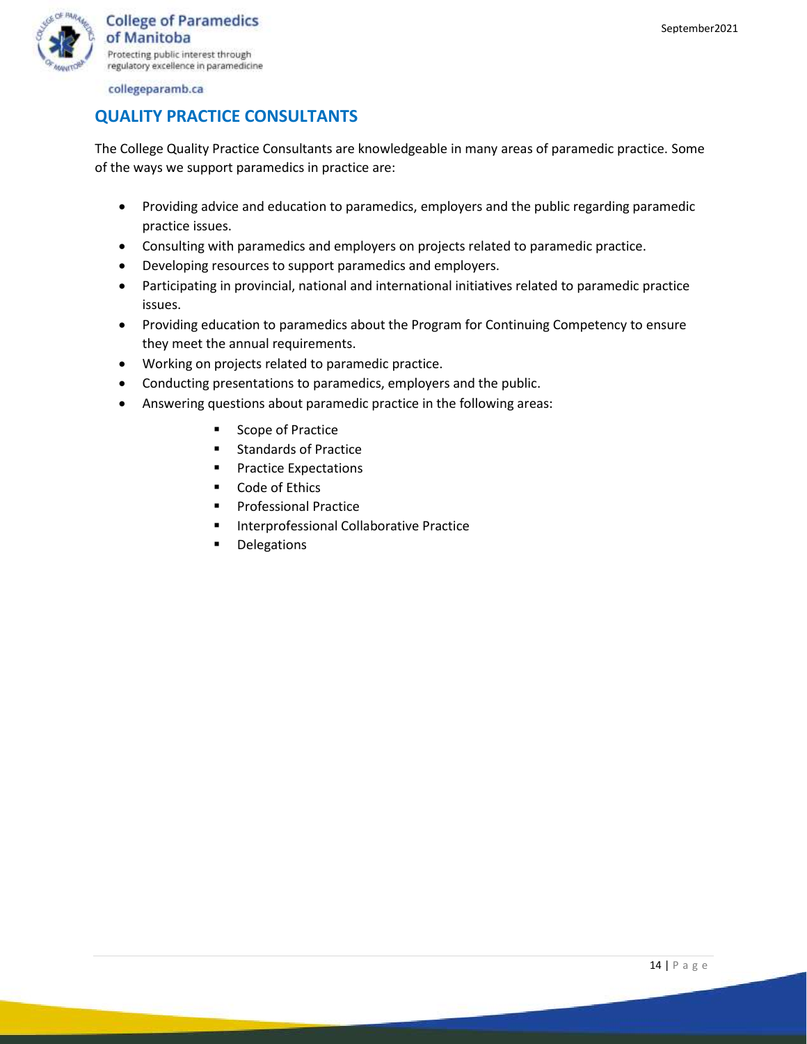## QUALITY PRACTICE CONSULTANTS

The College Quality Practice Consultants are knowledgeable in many areas of paramedic practice. Some of the ways we support paramedics in practice are:

- Providing advice and education to paramedics, employers and the public regarding paramedic practice issues.
- Consulting with paramedics and employers on projects related to paramedic practice.
- Developing resources to support paramedics and employers.
- Participating in provincial, national and international initiatives related to paramedic practice issues.
- Providing education to paramedics about the Program for Continuing Competency to ensure they meet the annual requirements.
- Working on projects related to paramedic practice.
- Conducting presentations to paramedics, employers and the public.
- Answering questions about paramedic practice in the following areas:
    - Scope of Practice
    - Standards of Practice
    - Practice Expectations
    - Code of Ethics
    - Professional Practice
    - Interprofessional Collaborative Practice
    - Delegations